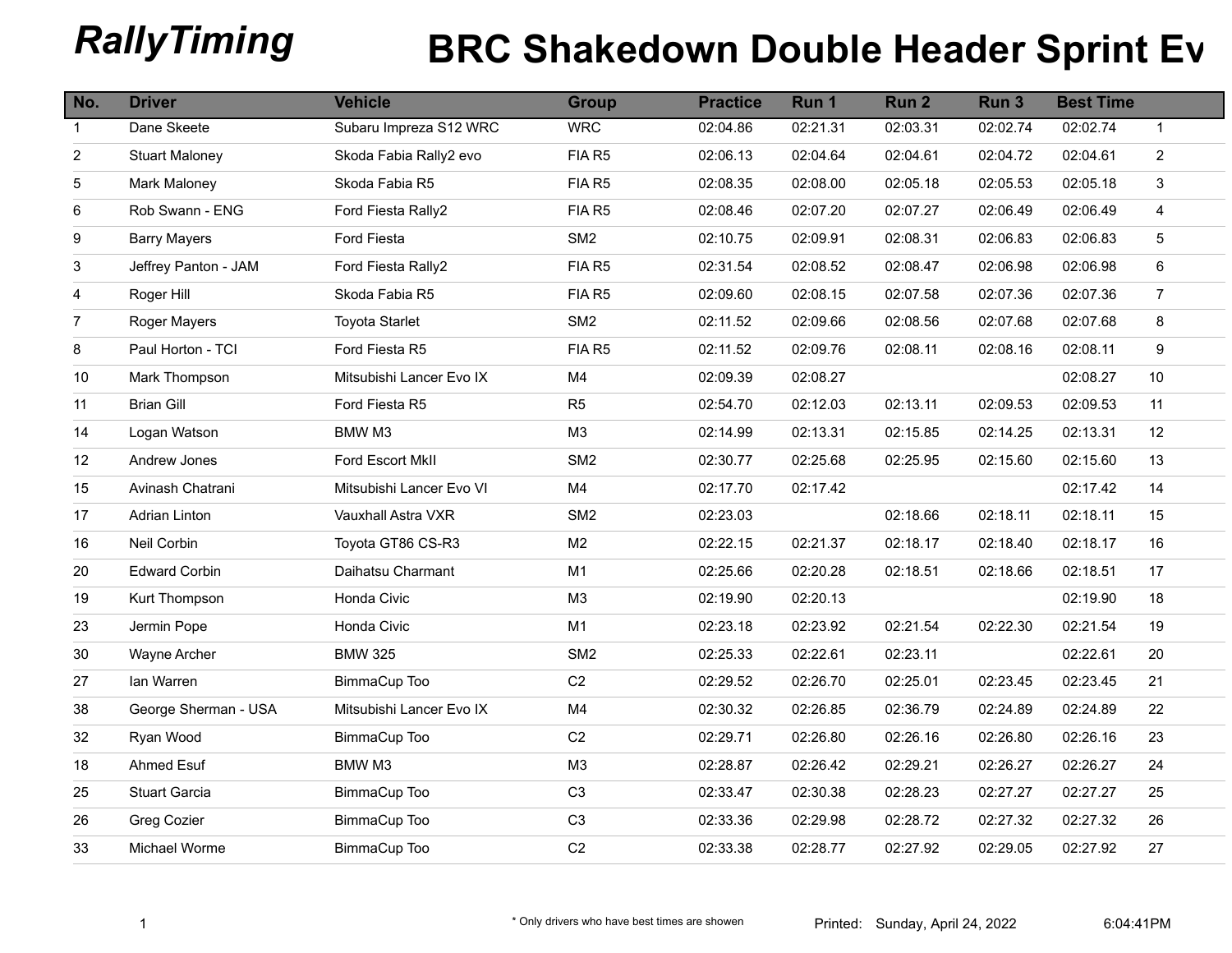# RallyTiming

# BRC Shakedown Double Header Sprint Ev

| No. | Driver | Vehicle | Group | Practice | Run 1 | Run 2 | Run 3 | Best Time | |
|---|---|---|---|---|---|---|---|---|---|
| 1 | Dane Skeete | Subaru Impreza S12 WRC | WRC | 02:04.86 | 02:21.31 | 02:03.31 | 02:02.74 | 02:02.74 | 1 |
| 2 | Stuart Maloney | Skoda Fabia Rally2 evo | FIA R5 | 02:06.13 | 02:04.64 | 02:04.61 | 02:04.72 | 02:04.61 | 2 |
| 5 | Mark Maloney | Skoda Fabia R5 | FIA R5 | 02:08.35 | 02:08.00 | 02:05.18 | 02:05.53 | 02:05.18 | 3 |
| 6 | Rob Swann - ENG | Ford Fiesta Rally2 | FIA R5 | 02:08.46 | 02:07.20 | 02:07.27 | 02:06.49 | 02:06.49 | 4 |
| 9 | Barry Mayers | Ford Fiesta | SM2 | 02:10.75 | 02:09.91 | 02:08.31 | 02:06.83 | 02:06.83 | 5 |
| 3 | Jeffrey Panton - JAM | Ford Fiesta Rally2 | FIA R5 | 02:31.54 | 02:08.52 | 02:08.47 | 02:06.98 | 02:06.98 | 6 |
| 4 | Roger Hill | Skoda Fabia R5 | FIA R5 | 02:09.60 | 02:08.15 | 02:07.58 | 02:07.36 | 02:07.36 | 7 |
| 7 | Roger Mayers | Toyota Starlet | SM2 | 02:11.52 | 02:09.66 | 02:08.56 | 02:07.68 | 02:07.68 | 8 |
| 8 | Paul Horton - TCI | Ford Fiesta R5 | FIA R5 | 02:11.52 | 02:09.76 | 02:08.11 | 02:08.16 | 02:08.11 | 9 |
| 10 | Mark Thompson | Mitsubishi Lancer Evo IX | M4 | 02:09.39 | 02:08.27 | | | 02:08.27 | 10 |
| 11 | Brian Gill | Ford Fiesta R5 | R5 | 02:54.70 | 02:12.03 | 02:13.11 | 02:09.53 | 02:09.53 | 11 |
| 14 | Logan Watson | BMW M3 | M3 | 02:14.99 | 02:13.31 | 02:15.85 | 02:14.25 | 02:13.31 | 12 |
| 12 | Andrew Jones | Ford Escort MkII | SM2 | 02:30.77 | 02:25.68 | 02:25.95 | 02:15.60 | 02:15.60 | 13 |
| 15 | Avinash Chatrani | Mitsubishi Lancer Evo VI | M4 | 02:17.70 | 02:17.42 | | | 02:17.42 | 14 |
| 17 | Adrian Linton | Vauxhall Astra VXR | SM2 | 02:23.03 | | 02:18.66 | 02:18.11 | 02:18.11 | 15 |
| 16 | Neil Corbin | Toyota GT86 CS-R3 | M2 | 02:22.15 | 02:21.37 | 02:18.17 | 02:18.40 | 02:18.17 | 16 |
| 20 | Edward Corbin | Daihatsu Charmant | M1 | 02:25.66 | 02:20.28 | 02:18.51 | 02:18.66 | 02:18.51 | 17 |
| 19 | Kurt Thompson | Honda Civic | M3 | 02:19.90 | 02:20.13 | | | 02:19.90 | 18 |
| 23 | Jermin Pope | Honda Civic | M1 | 02:23.18 | 02:23.92 | 02:21.54 | 02:22.30 | 02:21.54 | 19 |
| 30 | Wayne Archer | BMW 325 | SM2 | 02:25.33 | 02:22.61 | 02:23.11 | | 02:22.61 | 20 |
| 27 | Ian Warren | BimmaCup Too | C2 | 02:29.52 | 02:26.70 | 02:25.01 | 02:23.45 | 02:23.45 | 21 |
| 38 | George Sherman - USA | Mitsubishi Lancer Evo IX | M4 | 02:30.32 | 02:26.85 | 02:36.79 | 02:24.89 | 02:24.89 | 22 |
| 32 | Ryan Wood | BimmaCup Too | C2 | 02:29.71 | 02:26.80 | 02:26.16 | 02:26.80 | 02:26.16 | 23 |
| 18 | Ahmed Esuf | BMW M3 | M3 | 02:28.87 | 02:26.42 | 02:29.21 | 02:26.27 | 02:26.27 | 24 |
| 25 | Stuart Garcia | BimmaCup Too | C3 | 02:33.47 | 02:30.38 | 02:28.23 | 02:27.27 | 02:27.27 | 25 |
| 26 | Greg Cozier | BimmaCup Too | C3 | 02:33.36 | 02:29.98 | 02:28.72 | 02:27.32 | 02:27.32 | 26 |
| 33 | Michael Worme | BimmaCup Too | C2 | 02:33.38 | 02:28.77 | 02:27.92 | 02:29.05 | 02:27.92 | 27 |

\* Only drivers who have best times are showen

Printed: Sunday, April 24, 2022 6:04:41PM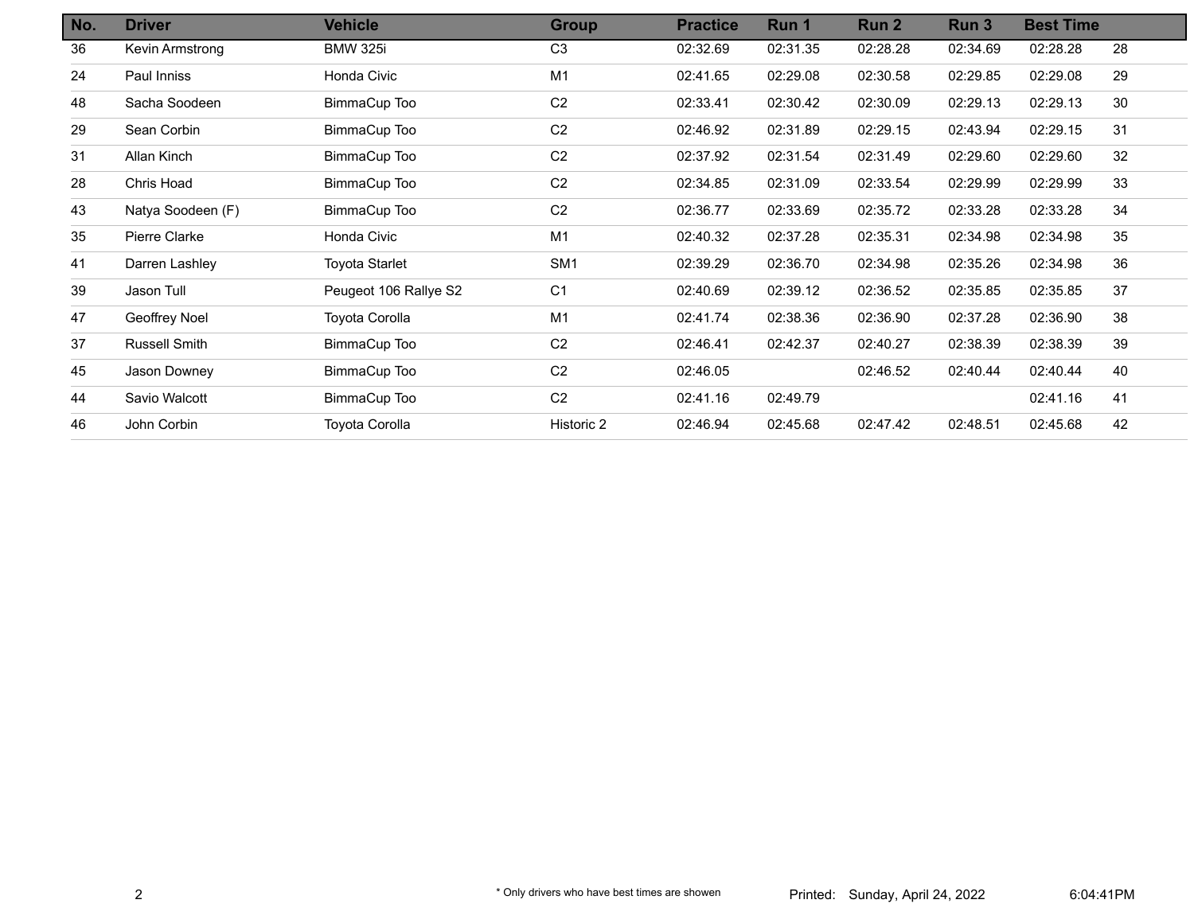| No. | Driver | Vehicle | Group | Practice | Run 1 | Run 2 | Run 3 | Best Time | |
|---|---|---|---|---|---|---|---|---|---|
| 36 | Kevin Armstrong | BMW 325i | C3 | 02:32.69 | 02:31.35 | 02:28.28 | 02:34.69 | 02:28.28 | 28 |
| 24 | Paul Inniss | Honda Civic | M1 | 02:41.65 | 02:29.08 | 02:30.58 | 02:29.85 | 02:29.08 | 29 |
| 48 | Sacha Soodeen | BimmaCup Too | C2 | 02:33.41 | 02:30.42 | 02:30.09 | 02:29.13 | 02:29.13 | 30 |
| 29 | Sean Corbin | BimmaCup Too | C2 | 02:46.92 | 02:31.89 | 02:29.15 | 02:43.94 | 02:29.15 | 31 |
| 31 | Allan Kinch | BimmaCup Too | C2 | 02:37.92 | 02:31.54 | 02:31.49 | 02:29.60 | 02:29.60 | 32 |
| 28 | Chris Hoad | BimmaCup Too | C2 | 02:34.85 | 02:31.09 | 02:33.54 | 02:29.99 | 02:29.99 | 33 |
| 43 | Natya Soodeen (F) | BimmaCup Too | C2 | 02:36.77 | 02:33.69 | 02:35.72 | 02:33.28 | 02:33.28 | 34 |
| 35 | Pierre Clarke | Honda Civic | M1 | 02:40.32 | 02:37.28 | 02:35.31 | 02:34.98 | 02:34.98 | 35 |
| 41 | Darren Lashley | Toyota Starlet | SM1 | 02:39.29 | 02:36.70 | 02:34.98 | 02:35.26 | 02:34.98 | 36 |
| 39 | Jason Tull | Peugeot 106 Rallye S2 | C1 | 02:40.69 | 02:39.12 | 02:36.52 | 02:35.85 | 02:35.85 | 37 |
| 47 | Geoffrey Noel | Toyota Corolla | M1 | 02:41.74 | 02:38.36 | 02:36.90 | 02:37.28 | 02:36.90 | 38 |
| 37 | Russell Smith | BimmaCup Too | C2 | 02:46.41 | 02:42.37 | 02:40.27 | 02:38.39 | 02:38.39 | 39 |
| 45 | Jason Downey | BimmaCup Too | C2 | 02:46.05 | | 02:46.52 | 02:40.44 | 02:40.44 | 40 |
| 44 | Savio Walcott | BimmaCup Too | C2 | 02:41.16 | 02:49.79 | | | 02:41.16 | 41 |
| 46 | John Corbin | Toyota Corolla | Historic 2 | 02:46.94 | 02:45.68 | 02:47.42 | 02:48.51 | 02:45.68 | 42 |

* Only drivers who have best times are showen

Printed: Sunday, April 24, 2022 6:04:41PM